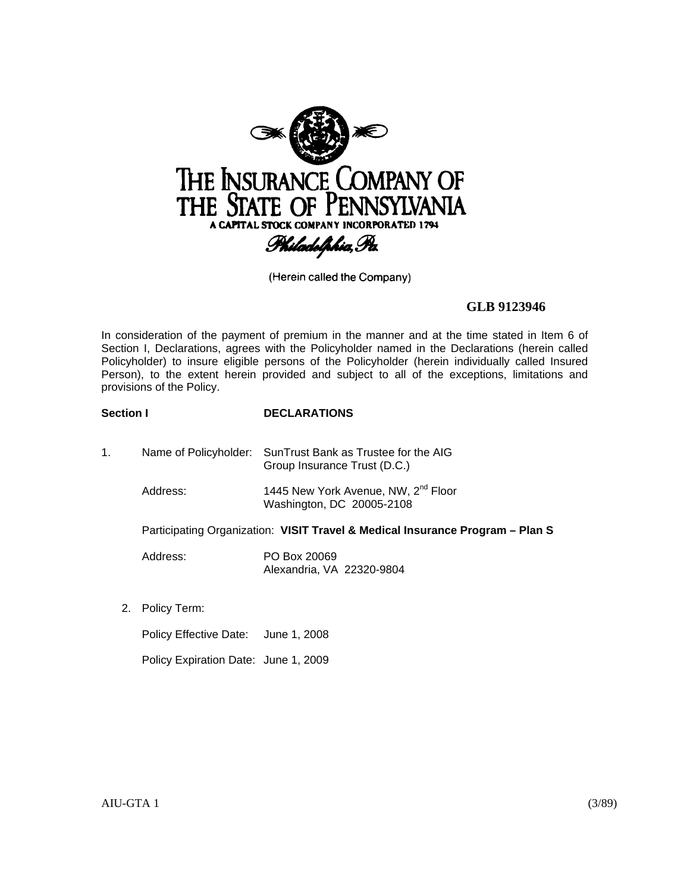# THE INSURANCE COMPANY OF THE STATE OF PENNSYLVANIA

A CAPITAL STOCK COMPANY INCORPORATED 1794

*Philadelphia, Pa.*

(Herein called the Company)

**GLB 9123946**

In consideration of the payment of premium in the manner and at the time stated in Item 6 of Section I, Declarations, agrees with the Policyholder named in the Declarations (herein called Policyholder) to insure eligible persons of the Policyholder (herein individually called Insured Person), to the extent herein provided and subject to all of the exceptions, limitations and provisions of the Policy.

**Section I DECLARATIONS**

1. Name of Policyholder: SunTrust Bank as Trustee for the AIG Group Insurance Trust (D.C.)

   Address: 1445 New York Avenue, NW, 2nd Floor
   Washington, DC 20005-2108

   Participating Organization: **VISIT Travel & Medical Insurance Program – Plan S**

   Address: PO Box 20069
   Alexandria, VA 22320-9804

2. Policy Term:

   Policy Effective Date: June 1, 2008

   Policy Expiration Date: June 1, 2009

AIU-GTA 1 (3/89)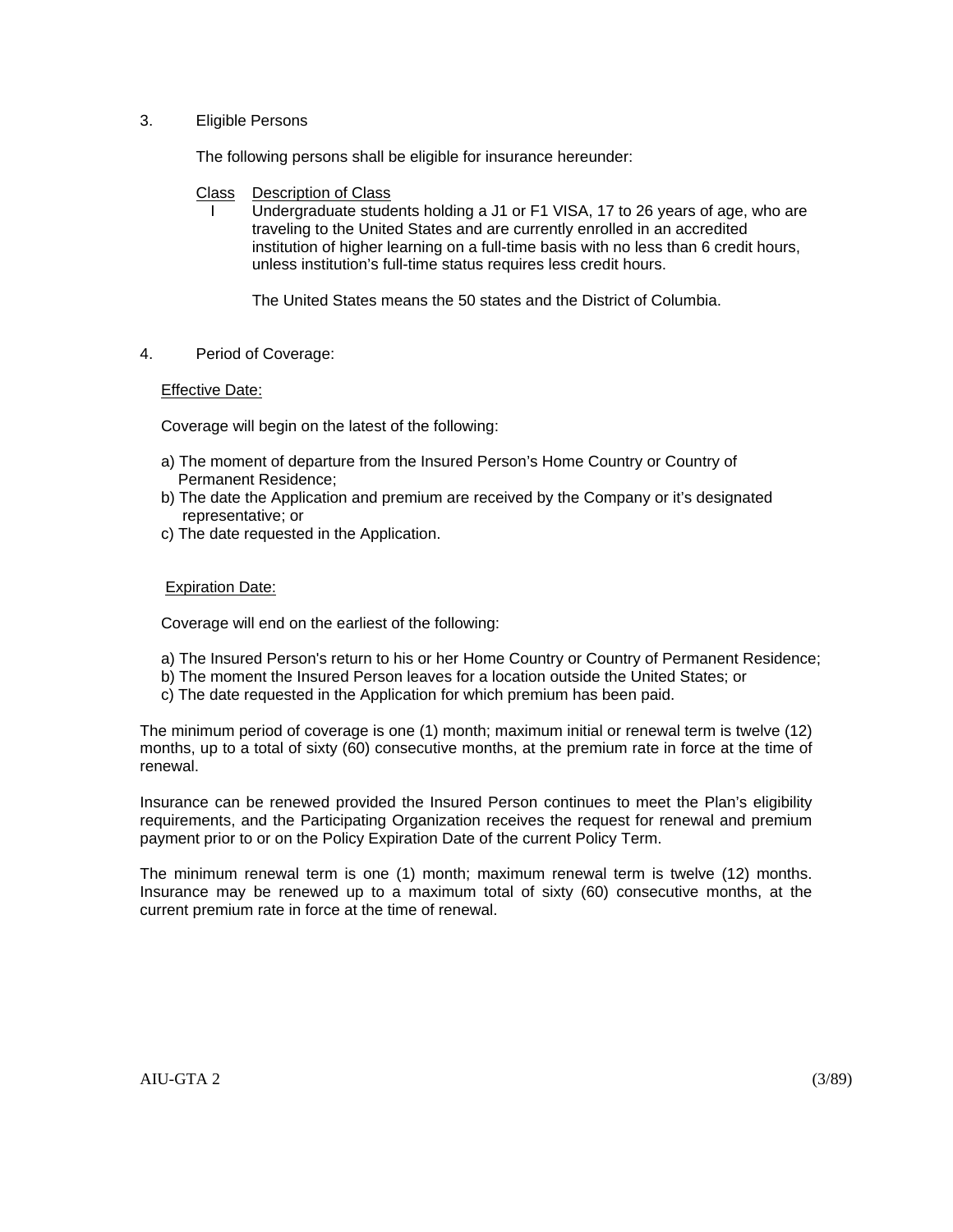3. Eligible Persons

The following persons shall be eligible for insurance hereunder:

| Class | Description of Class |
| --- | --- |
| I | Undergraduate students holding a J1 or F1 VISA, 17 to 26 years of age, who are traveling to the United States and are currently enrolled in an accredited institution of higher learning on a full-time basis with no less than 6 credit hours, unless institution's full-time status requires less credit hours. |

The United States means the 50 states and the District of Columbia.

4. Period of Coverage:

<u>Effective Date:</u>

Coverage will begin on the latest of the following:

a) The moment of departure from the Insured Person's Home Country or Country of Permanent Residence;
b) The date the Application and premium are received by the Company or it's designated representative; or
c) The date requested in the Application.

<u>Expiration Date:</u>

Coverage will end on the earliest of the following:

a) The Insured Person's return to his or her Home Country or Country of Permanent Residence;
b) The moment the Insured Person leaves for a location outside the United States; or
c) The date requested in the Application for which premium has been paid.

The minimum period of coverage is one (1) month; maximum initial or renewal term is twelve (12) months, up to a total of sixty (60) consecutive months, at the premium rate in force at the time of renewal.

Insurance can be renewed provided the Insured Person continues to meet the Plan's eligibility requirements, and the Participating Organization receives the request for renewal and premium payment prior to or on the Policy Expiration Date of the current Policy Term.

The minimum renewal term is one (1) month; maximum renewal term is twelve (12) months. Insurance may be renewed up to a maximum total of sixty (60) consecutive months, at the current premium rate in force at the time of renewal.

AIU-GTA 2 (3/89)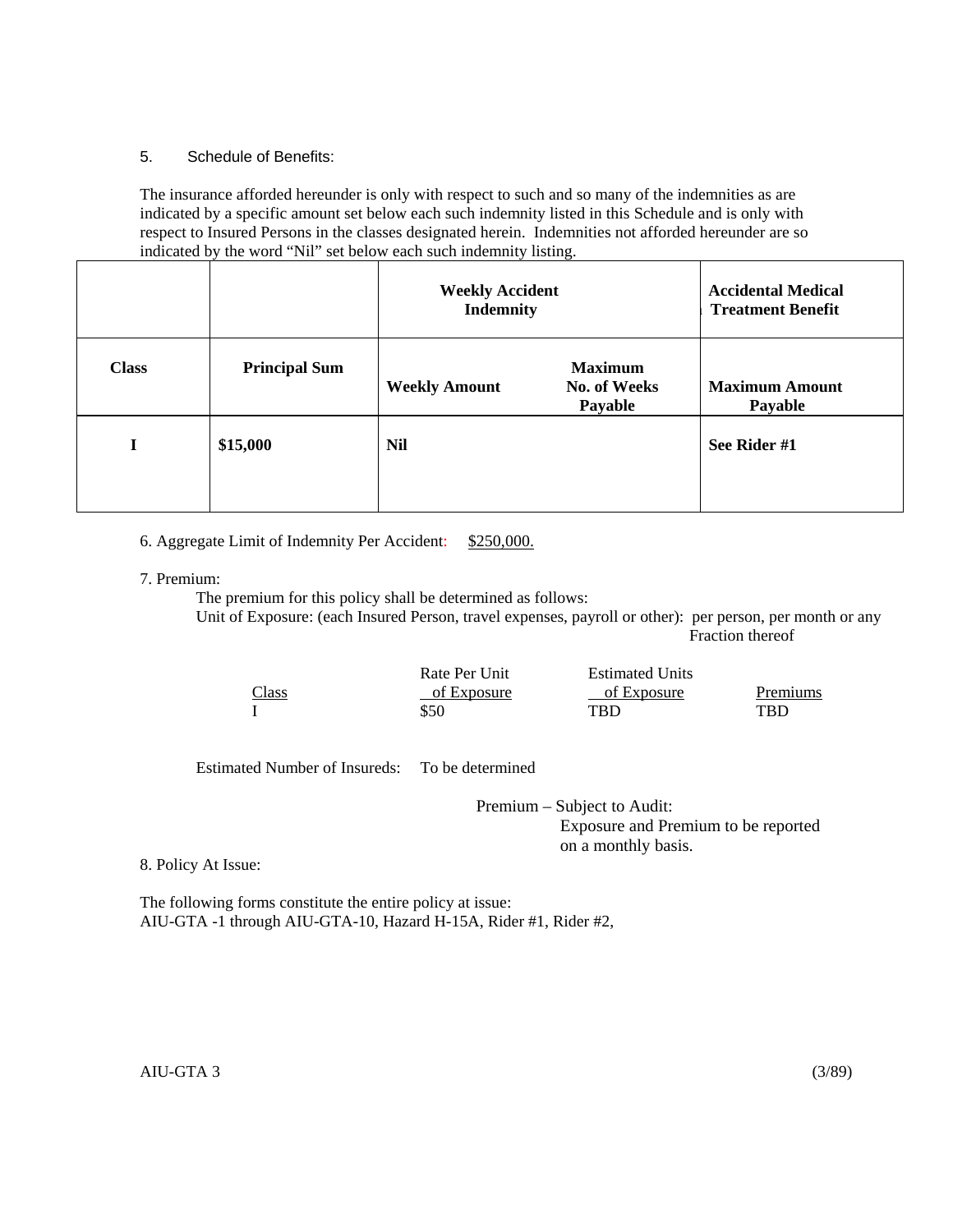5. Schedule of Benefits:

The insurance afforded hereunder is only with respect to such and so many of the indemnities as are indicated by a specific amount set below each such indemnity listed in this Schedule and is only with respect to Insured Persons in the classes designated herein. Indemnities not afforded hereunder are so indicated by the word "Nil" set below each such indemnity listing.

| | | **Weekly Accident Indemnity** | | **Accidental Medical Treatment Benefit** |
|---|---|---|---|---|
| **Class** | **Principal Sum** | **Weekly Amount** | **Maximum No. of Weeks Payable** | **Maximum Amount Payable** |
| **I** | **$15,000** | **Nil** | | **See Rider #1** |

6. Aggregate Limit of Indemnity Per Accident: $250,000.

7. Premium:

The premium for this policy shall be determined as follows:

Unit of Exposure: (each Insured Person, travel expenses, payroll or other): per person, per month or any Fraction thereof

| Class | Rate Per Unit of Exposure | Estimated Units of Exposure | Premiums |
|---|---|---|---|
| I | $50 | TBD | TBD |

Estimated Number of Insureds: To be determined

Premium – Subject to Audit:
Exposure and Premium to be reported on a monthly basis.

8. Policy At Issue:

The following forms constitute the entire policy at issue:
AIU-GTA -1 through AIU-GTA-10, Hazard H-15A, Rider #1, Rider #2,

AIU-GTA 3 (3/89)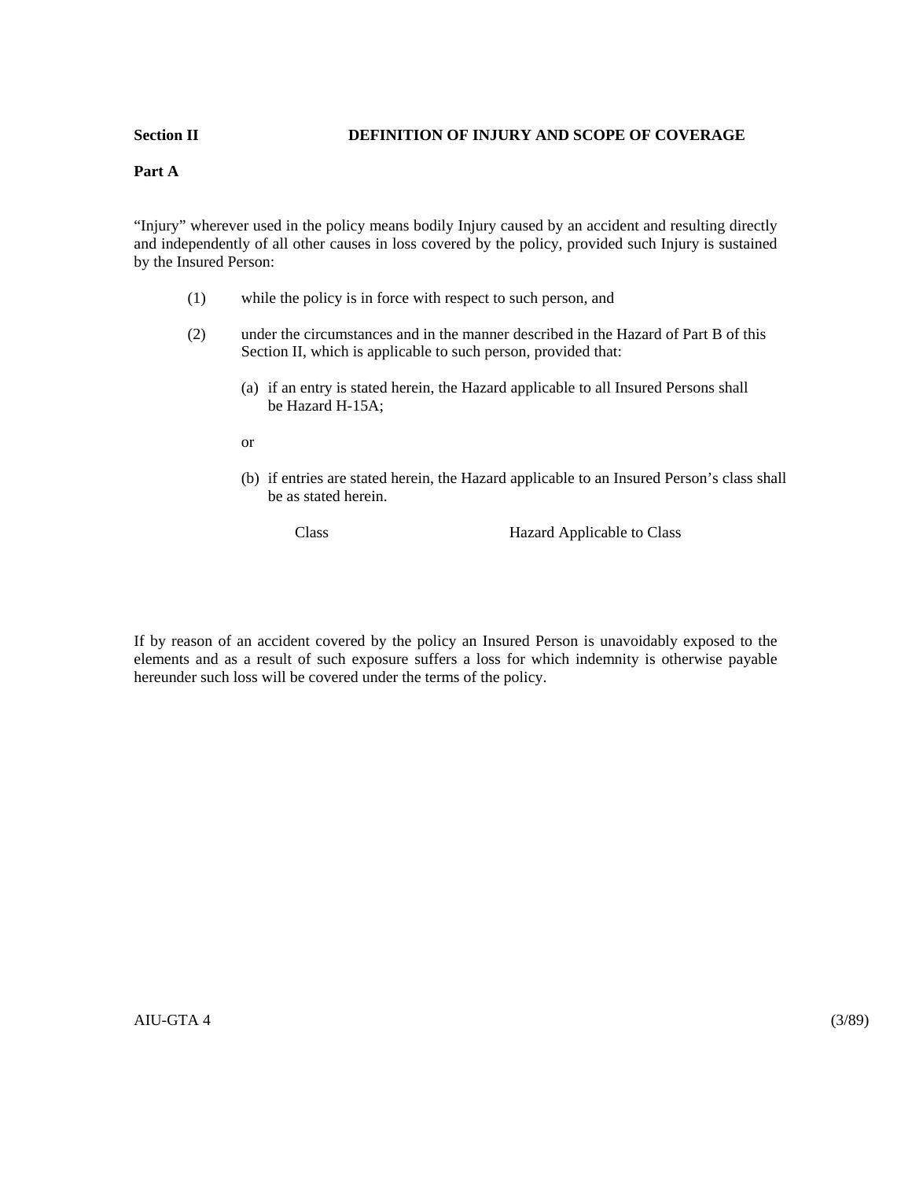**Section II** **DEFINITION OF INJURY AND SCOPE OF COVERAGE**

**Part A**

"Injury" wherever used in the policy means bodily Injury caused by an accident and resulting directly and independently of all other causes in loss covered by the policy, provided such Injury is sustained by the Insured Person:

(1) while the policy is in force with respect to such person, and

(2) under the circumstances and in the manner described in the Hazard of Part B of this Section II, which is applicable to such person, provided that:

(a) if an entry is stated herein, the Hazard applicable to all Insured Persons shall be Hazard H-15A;

or

(b) if entries are stated herein, the Hazard applicable to an Insured Person's class shall be as stated herein.

| Class | Hazard Applicable to Class |
|---|---|
| | |

If by reason of an accident covered by the policy an Insured Person is unavoidably exposed to the elements and as a result of such exposure suffers a loss for which indemnity is otherwise payable hereunder such loss will be covered under the terms of the policy.

AIU-GTA 4 (3/89)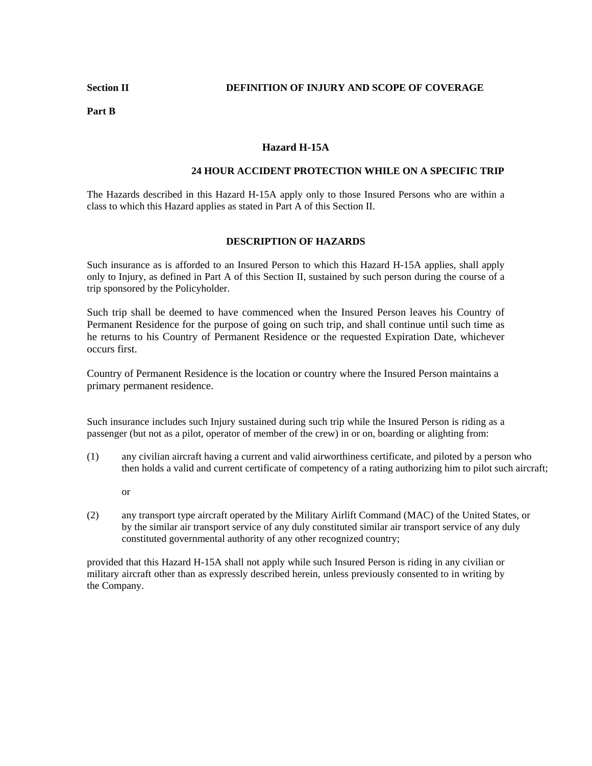**Section II** **DEFINITION OF INJURY AND SCOPE OF COVERAGE**

**Part B**

## Hazard H-15A

### 24 HOUR ACCIDENT PROTECTION WHILE ON A SPECIFIC TRIP

The Hazards described in this Hazard H-15A apply only to those Insured Persons who are within a class to which this Hazard applies as stated in Part A of this Section II.

### DESCRIPTION OF HAZARDS

Such insurance as is afforded to an Insured Person to which this Hazard H-15A applies, shall apply only to Injury, as defined in Part A of this Section II, sustained by such person during the course of a trip sponsored by the Policyholder.

Such trip shall be deemed to have commenced when the Insured Person leaves his Country of Permanent Residence for the purpose of going on such trip, and shall continue until such time as he returns to his Country of Permanent Residence or the requested Expiration Date, whichever occurs first.

Country of Permanent Residence is the location or country where the Insured Person maintains a primary permanent residence.

Such insurance includes such Injury sustained during such trip while the Insured Person is riding as a passenger (but not as a pilot, operator of member of the crew) in or on, boarding or alighting from:

(1) any civilian aircraft having a current and valid airworthiness certificate, and piloted by a person who then holds a valid and current certificate of competency of a rating authorizing him to pilot such aircraft;

or

(2) any transport type aircraft operated by the Military Airlift Command (MAC) of the United States, or by the similar air transport service of any duly constituted similar air transport service of any duly constituted governmental authority of any other recognized country;

provided that this Hazard H-15A shall not apply while such Insured Person is riding in any civilian or military aircraft other than as expressly described herein, unless previously consented to in writing by the Company.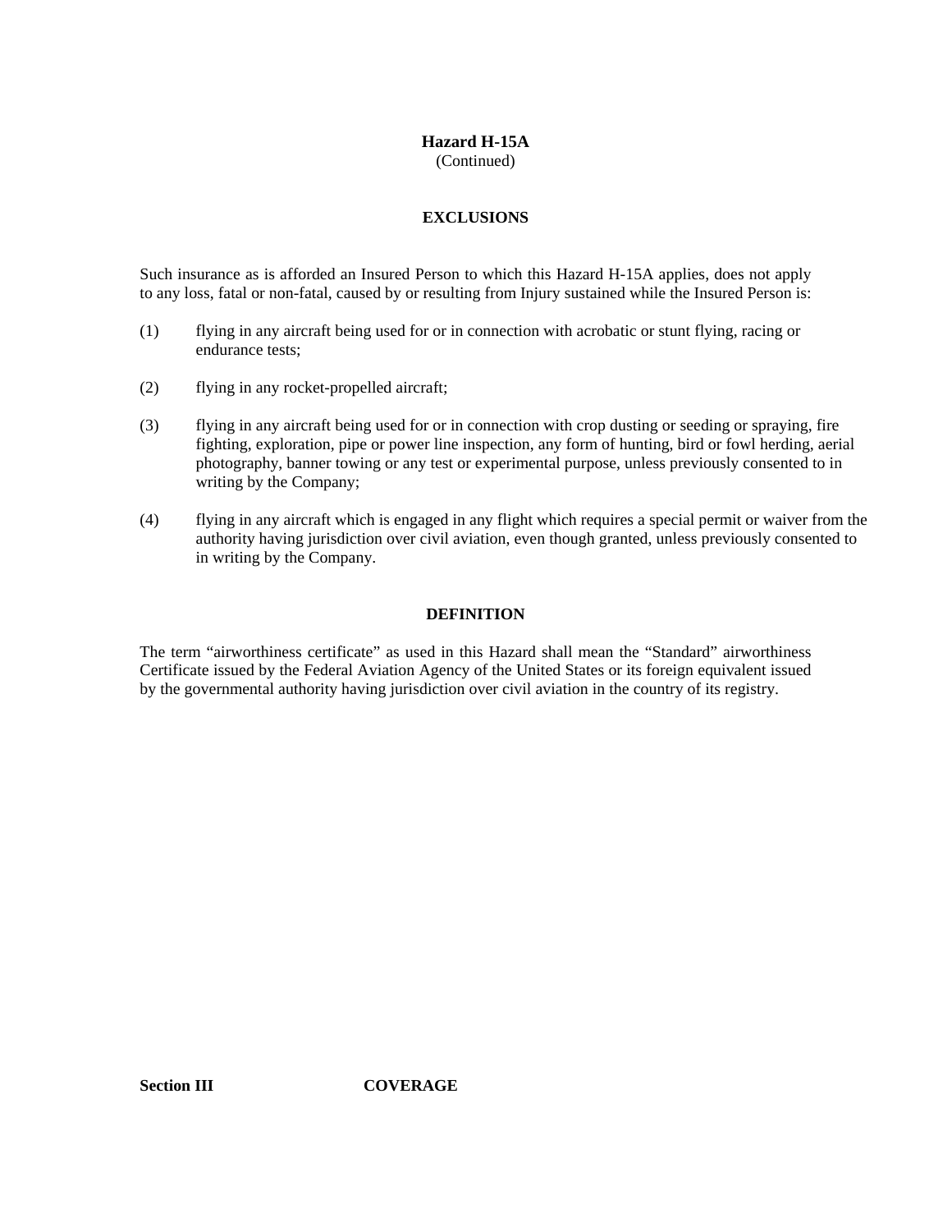# Hazard H-15A

(Continued)

## EXCLUSIONS

Such insurance as is afforded an Insured Person to which this Hazard H-15A applies, does not apply to any loss, fatal or non-fatal, caused by or resulting from Injury sustained while the Insured Person is:

(1) flying in any aircraft being used for or in connection with acrobatic or stunt flying, racing or endurance tests;

(2) flying in any rocket-propelled aircraft;

(3) flying in any aircraft being used for or in connection with crop dusting or seeding or spraying, fire fighting, exploration, pipe or power line inspection, any form of hunting, bird or fowl herding, aerial photography, banner towing or any test or experimental purpose, unless previously consented to in writing by the Company;

(4) flying in any aircraft which is engaged in any flight which requires a special permit or waiver from the authority having jurisdiction over civil aviation, even though granted, unless previously consented to in writing by the Company.

## DEFINITION

The term "airworthiness certificate" as used in this Hazard shall mean the "Standard" airworthiness Certificate issued by the Federal Aviation Agency of the United States or its foreign equivalent issued by the governmental authority having jurisdiction over civil aviation in the country of its registry.

**Section III COVERAGE**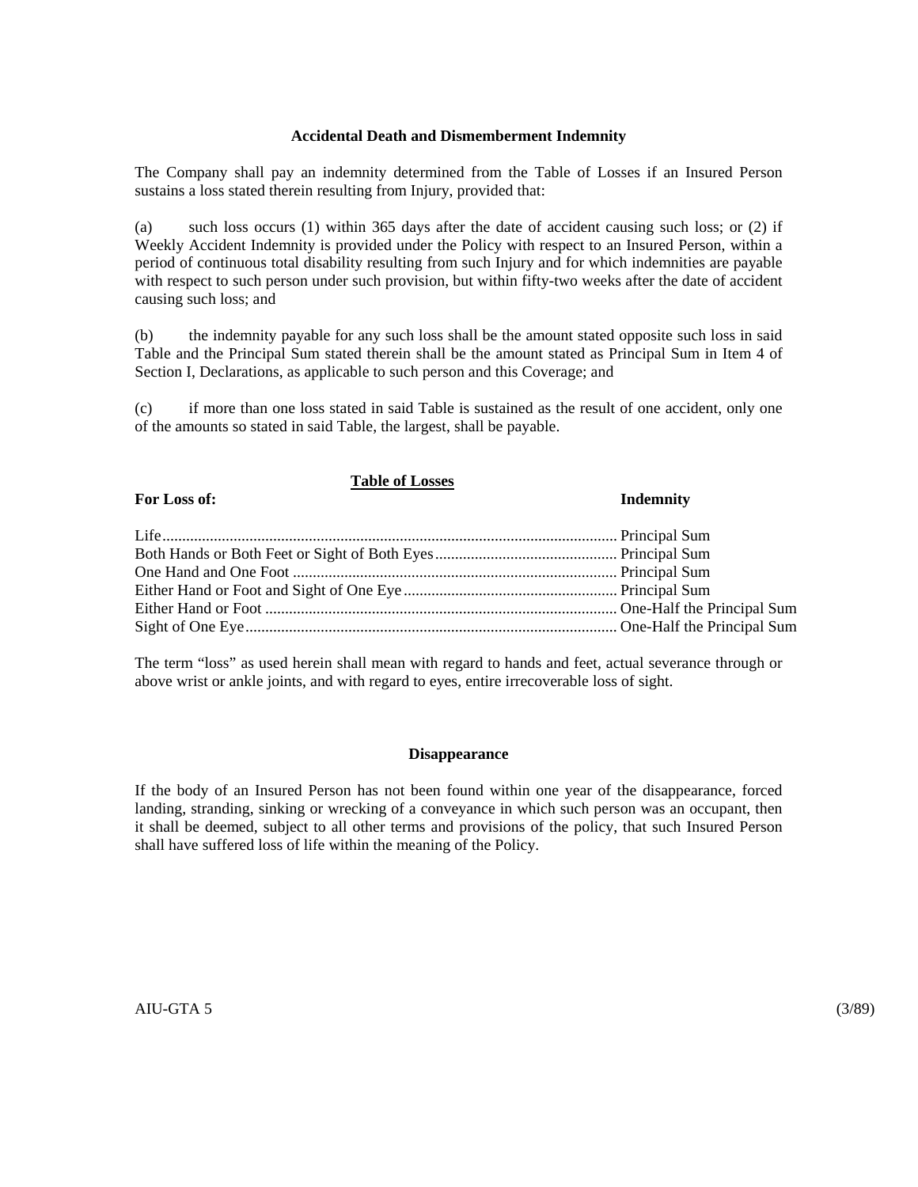## Accidental Death and Dismemberment Indemnity

The Company shall pay an indemnity determined from the Table of Losses if an Insured Person sustains a loss stated therein resulting from Injury, provided that:

(a) such loss occurs (1) within 365 days after the date of accident causing such loss; or (2) if Weekly Accident Indemnity is provided under the Policy with respect to an Insured Person, within a period of continuous total disability resulting from such Injury and for which indemnities are payable with respect to such person under such provision, but within fifty-two weeks after the date of accident causing such loss; and

(b) the indemnity payable for any such loss shall be the amount stated opposite such loss in said Table and the Principal Sum stated therein shall be the amount stated as Principal Sum in Item 4 of Section I, Declarations, as applicable to such person and this Coverage; and

(c) if more than one loss stated in said Table is sustained as the result of one accident, only one of the amounts so stated in said Table, the largest, shall be payable.

**Table of Losses**

| For Loss of: | Indemnity |
|---|---|
| Life | Principal Sum |
| Both Hands or Both Feet or Sight of Both Eyes | Principal Sum |
| One Hand and One Foot | Principal Sum |
| Either Hand or Foot and Sight of One Eye | Principal Sum |
| Either Hand or Foot | One-Half the Principal Sum |
| Sight of One Eye | One-Half the Principal Sum |

The term “loss” as used herein shall mean with regard to hands and feet, actual severance through or above wrist or ankle joints, and with regard to eyes, entire irrecoverable loss of sight.

## Disappearance

If the body of an Insured Person has not been found within one year of the disappearance, forced landing, stranding, sinking or wrecking of a conveyance in which such person was an occupant, then it shall be deemed, subject to all other terms and provisions of the policy, that such Insured Person shall have suffered loss of life within the meaning of the Policy.

AIU-GTA 5 (3/89)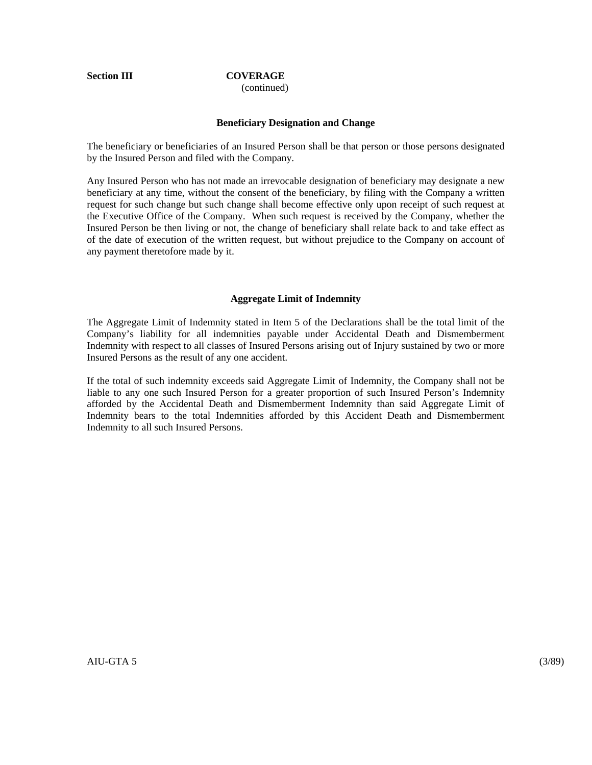**Section III** **COVERAGE**
(continued)

### Beneficiary Designation and Change

The beneficiary or beneficiaries of an Insured Person shall be that person or those persons designated by the Insured Person and filed with the Company.

Any Insured Person who has not made an irrevocable designation of beneficiary may designate a new beneficiary at any time, without the consent of the beneficiary, by filing with the Company a written request for such change but such change shall become effective only upon receipt of such request at the Executive Office of the Company. When such request is received by the Company, whether the Insured Person be then living or not, the change of beneficiary shall relate back to and take effect as of the date of execution of the written request, but without prejudice to the Company on account of any payment theretofore made by it.

### Aggregate Limit of Indemnity

The Aggregate Limit of Indemnity stated in Item 5 of the Declarations shall be the total limit of the Company's liability for all indemnities payable under Accidental Death and Dismemberment Indemnity with respect to all classes of Insured Persons arising out of Injury sustained by two or more Insured Persons as the result of any one accident.

If the total of such indemnity exceeds said Aggregate Limit of Indemnity, the Company shall not be liable to any one such Insured Person for a greater proportion of such Insured Person's Indemnity afforded by the Accidental Death and Dismemberment Indemnity than said Aggregate Limit of Indemnity bears to the total Indemnities afforded by this Accident Death and Dismemberment Indemnity to all such Insured Persons.

AIU-GTA 5 (3/89)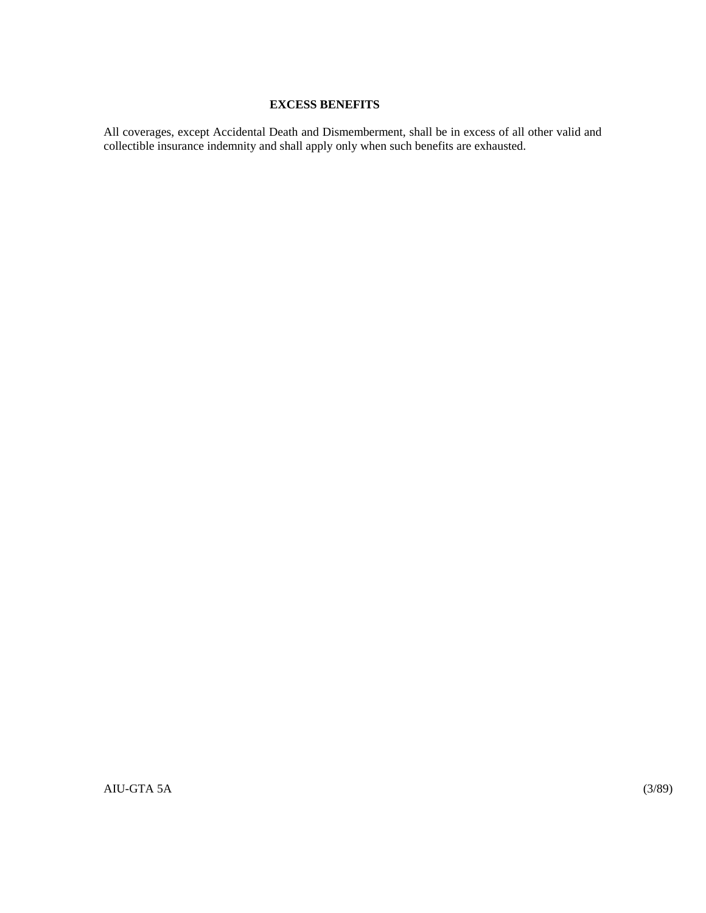## EXCESS BENEFITS

All coverages, except Accidental Death and Dismemberment, shall be in excess of all other valid and collectible insurance indemnity and shall apply only when such benefits are exhausted.

AIU-GTA 5A (3/89)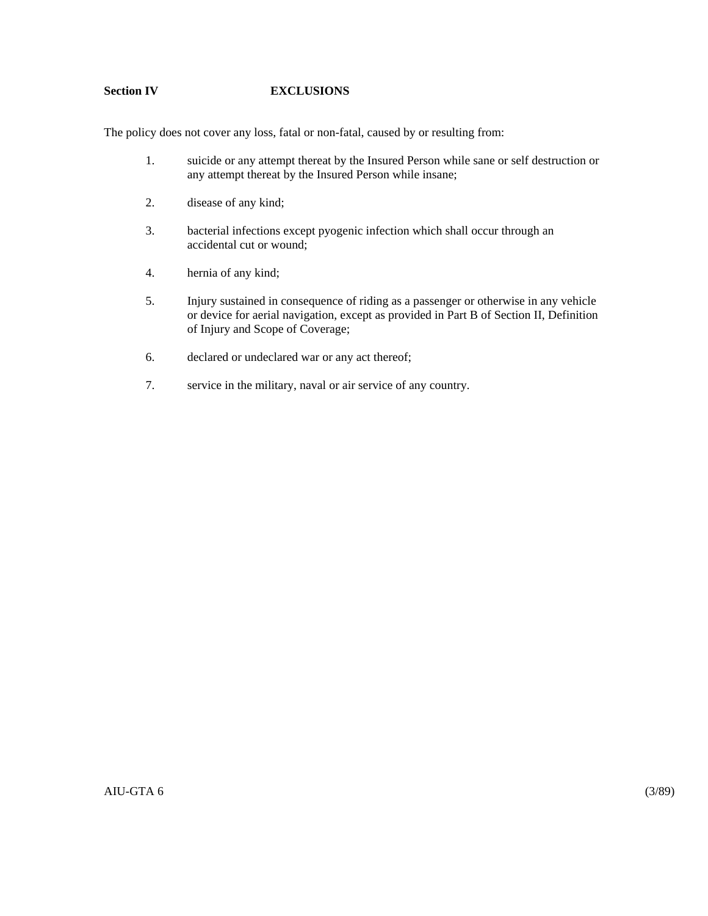**Section IV EXCLUSIONS**

The policy does not cover any loss, fatal or non-fatal, caused by or resulting from:

1. suicide or any attempt thereat by the Insured Person while sane or self destruction or any attempt thereat by the Insured Person while insane;

2. disease of any kind;

3. bacterial infections except pyogenic infection which shall occur through an accidental cut or wound;

4. hernia of any kind;

5. Injury sustained in consequence of riding as a passenger or otherwise in any vehicle or device for aerial navigation, except as provided in Part B of Section II, Definition of Injury and Scope of Coverage;

6. declared or undeclared war or any act thereof;

7. service in the military, naval or air service of any country.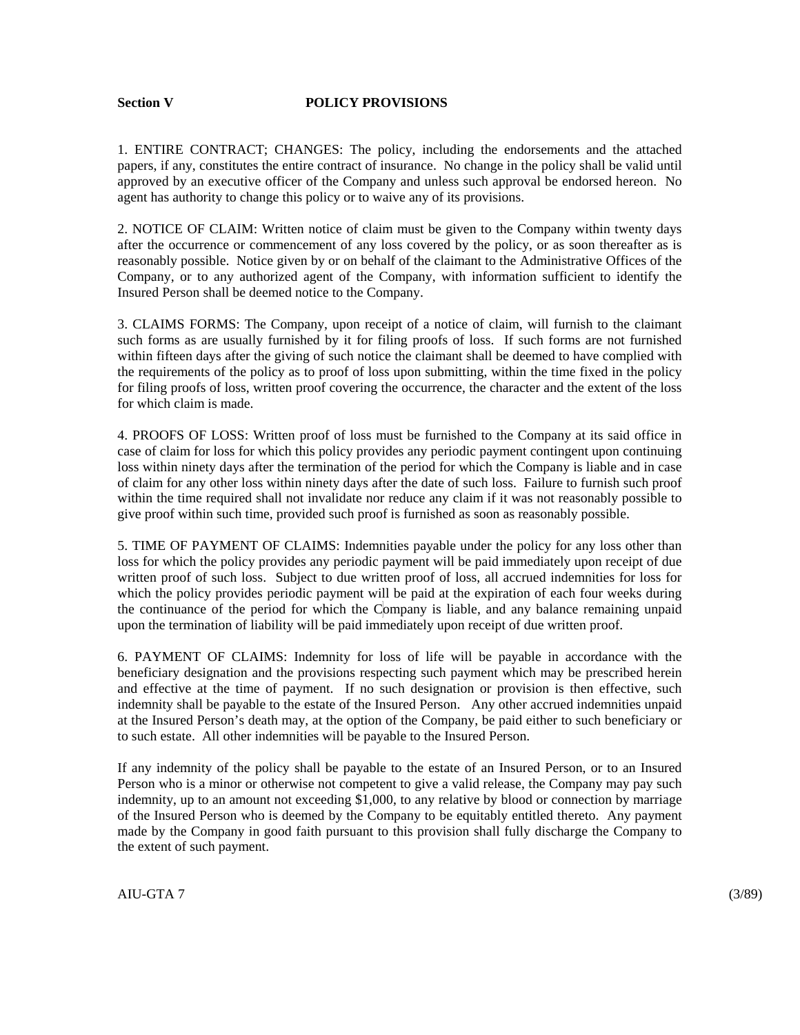**Section V POLICY PROVISIONS**

1. ENTIRE CONTRACT; CHANGES: The policy, including the endorsements and the attached papers, if any, constitutes the entire contract of insurance. No change in the policy shall be valid until approved by an executive officer of the Company and unless such approval be endorsed hereon. No agent has authority to change this policy or to waive any of its provisions.

2. NOTICE OF CLAIM: Written notice of claim must be given to the Company within twenty days after the occurrence or commencement of any loss covered by the policy, or as soon thereafter as is reasonably possible. Notice given by or on behalf of the claimant to the Administrative Offices of the Company, or to any authorized agent of the Company, with information sufficient to identify the Insured Person shall be deemed notice to the Company.

3. CLAIMS FORMS: The Company, upon receipt of a notice of claim, will furnish to the claimant such forms as are usually furnished by it for filing proofs of loss. If such forms are not furnished within fifteen days after the giving of such notice the claimant shall be deemed to have complied with the requirements of the policy as to proof of loss upon submitting, within the time fixed in the policy for filing proofs of loss, written proof covering the occurrence, the character and the extent of the loss for which claim is made.

4. PROOFS OF LOSS: Written proof of loss must be furnished to the Company at its said office in case of claim for loss for which this policy provides any periodic payment contingent upon continuing loss within ninety days after the termination of the period for which the Company is liable and in case of claim for any other loss within ninety days after the date of such loss. Failure to furnish such proof within the time required shall not invalidate nor reduce any claim if it was not reasonably possible to give proof within such time, provided such proof is furnished as soon as reasonably possible.

5. TIME OF PAYMENT OF CLAIMS: Indemnities payable under the policy for any loss other than loss for which the policy provides any periodic payment will be paid immediately upon receipt of due written proof of such loss. Subject to due written proof of loss, all accrued indemnities for loss for which the policy provides periodic payment will be paid at the expiration of each four weeks during the continuance of the period for which the Company is liable, and any balance remaining unpaid upon the termination of liability will be paid immediately upon receipt of due written proof.

6. PAYMENT OF CLAIMS: Indemnity for loss of life will be payable in accordance with the beneficiary designation and the provisions respecting such payment which may be prescribed herein and effective at the time of payment. If no such designation or provision is then effective, such indemnity shall be payable to the estate of the Insured Person. Any other accrued indemnities unpaid at the Insured Person's death may, at the option of the Company, be paid either to such beneficiary or to such estate. All other indemnities will be payable to the Insured Person.

If any indemnity of the policy shall be payable to the estate of an Insured Person, or to an Insured Person who is a minor or otherwise not competent to give a valid release, the Company may pay such indemnity, up to an amount not exceeding $1,000, to any relative by blood or connection by marriage of the Insured Person who is deemed by the Company to be equitably entitled thereto. Any payment made by the Company in good faith pursuant to this provision shall fully discharge the Company to the extent of such payment.

AIU-GTA 7 (3/89)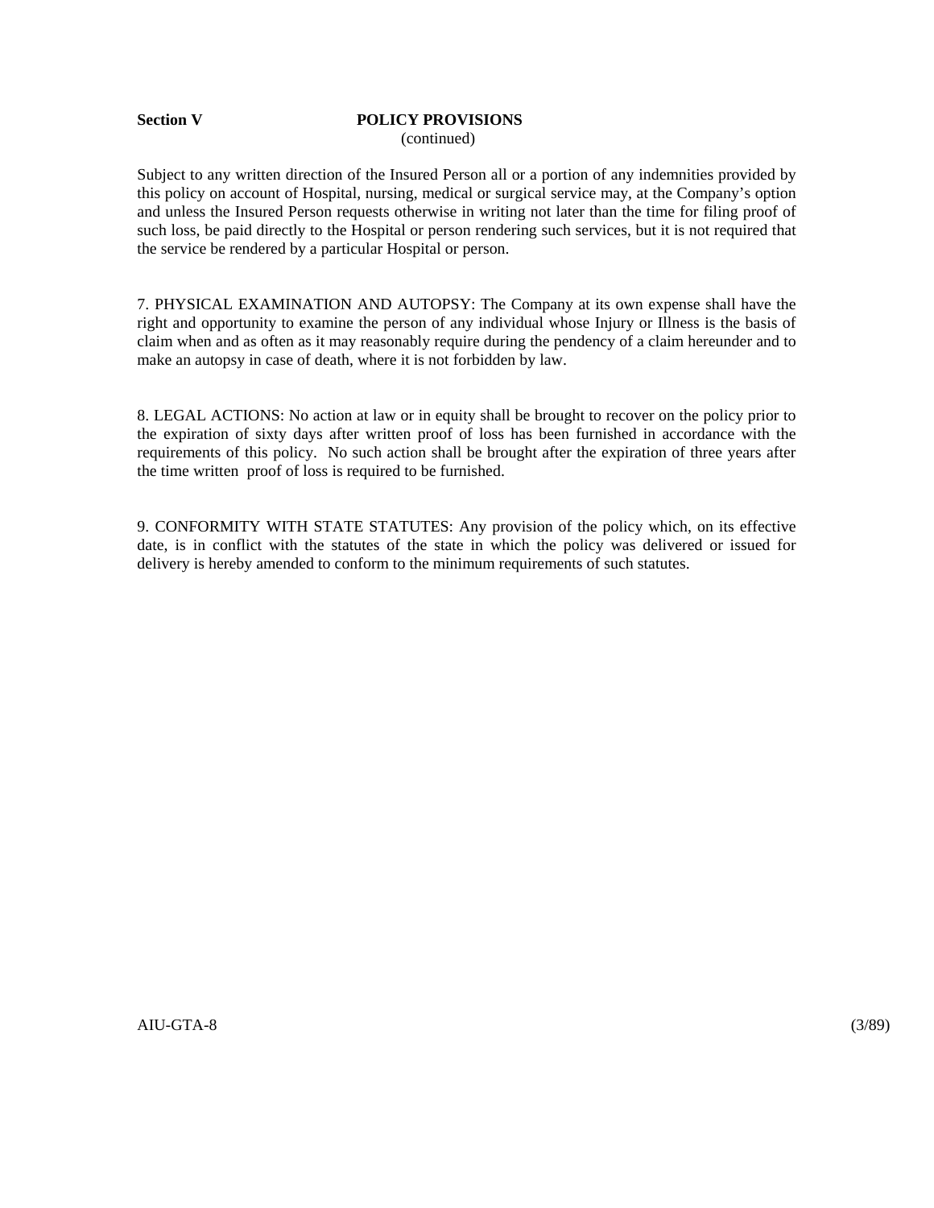**Section V** **POLICY PROVISIONS**
(continued)

Subject to any written direction of the Insured Person all or a portion of any indemnities provided by this policy on account of Hospital, nursing, medical or surgical service may, at the Company's option and unless the Insured Person requests otherwise in writing not later than the time for filing proof of such loss, be paid directly to the Hospital or person rendering such services, but it is not required that the service be rendered by a particular Hospital or person.

7. PHYSICAL EXAMINATION AND AUTOPSY: The Company at its own expense shall have the right and opportunity to examine the person of any individual whose Injury or Illness is the basis of claim when and as often as it may reasonably require during the pendency of a claim hereunder and to make an autopsy in case of death, where it is not forbidden by law.

8. LEGAL ACTIONS: No action at law or in equity shall be brought to recover on the policy prior to the expiration of sixty days after written proof of loss has been furnished in accordance with the requirements of this policy. No such action shall be brought after the expiration of three years after the time written proof of loss is required to be furnished.

9. CONFORMITY WITH STATE STATUTES: Any provision of the policy which, on its effective date, is in conflict with the statutes of the state in which the policy was delivered or issued for delivery is hereby amended to conform to the minimum requirements of such statutes.

AIU-GTA-8 (3/89)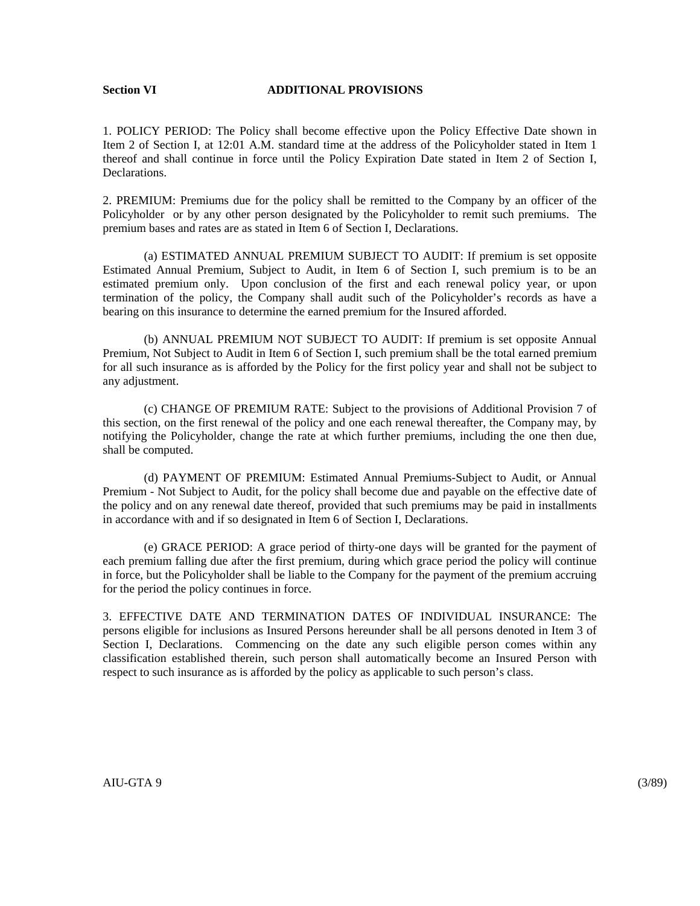**Section VI ADDITIONAL PROVISIONS**

1. POLICY PERIOD: The Policy shall become effective upon the Policy Effective Date shown in Item 2 of Section I, at 12:01 A.M. standard time at the address of the Policyholder stated in Item 1 thereof and shall continue in force until the Policy Expiration Date stated in Item 2 of Section I, Declarations.

2. PREMIUM: Premiums due for the policy shall be remitted to the Company by an officer of the Policyholder or by any other person designated by the Policyholder to remit such premiums. The premium bases and rates are as stated in Item 6 of Section I, Declarations.

(a) ESTIMATED ANNUAL PREMIUM SUBJECT TO AUDIT: If premium is set opposite Estimated Annual Premium, Subject to Audit, in Item 6 of Section I, such premium is to be an estimated premium only. Upon conclusion of the first and each renewal policy year, or upon termination of the policy, the Company shall audit such of the Policyholder's records as have a bearing on this insurance to determine the earned premium for the Insured afforded.

(b) ANNUAL PREMIUM NOT SUBJECT TO AUDIT: If premium is set opposite Annual Premium, Not Subject to Audit in Item 6 of Section I, such premium shall be the total earned premium for all such insurance as is afforded by the Policy for the first policy year and shall not be subject to any adjustment.

(c) CHANGE OF PREMIUM RATE: Subject to the provisions of Additional Provision 7 of this section, on the first renewal of the policy and one each renewal thereafter, the Company may, by notifying the Policyholder, change the rate at which further premiums, including the one then due, shall be computed.

(d) PAYMENT OF PREMIUM: Estimated Annual Premiums-Subject to Audit, or Annual Premium - Not Subject to Audit, for the policy shall become due and payable on the effective date of the policy and on any renewal date thereof, provided that such premiums may be paid in installments in accordance with and if so designated in Item 6 of Section I, Declarations.

(e) GRACE PERIOD: A grace period of thirty-one days will be granted for the payment of each premium falling due after the first premium, during which grace period the policy will continue in force, but the Policyholder shall be liable to the Company for the payment of the premium accruing for the period the policy continues in force.

3. EFFECTIVE DATE AND TERMINATION DATES OF INDIVIDUAL INSURANCE: The persons eligible for inclusions as Insured Persons hereunder shall be all persons denoted in Item 3 of Section I, Declarations. Commencing on the date any such eligible person comes within any classification established therein, such person shall automatically become an Insured Person with respect to such insurance as is afforded by the policy as applicable to such person's class.

AIU-GTA 9 (3/89)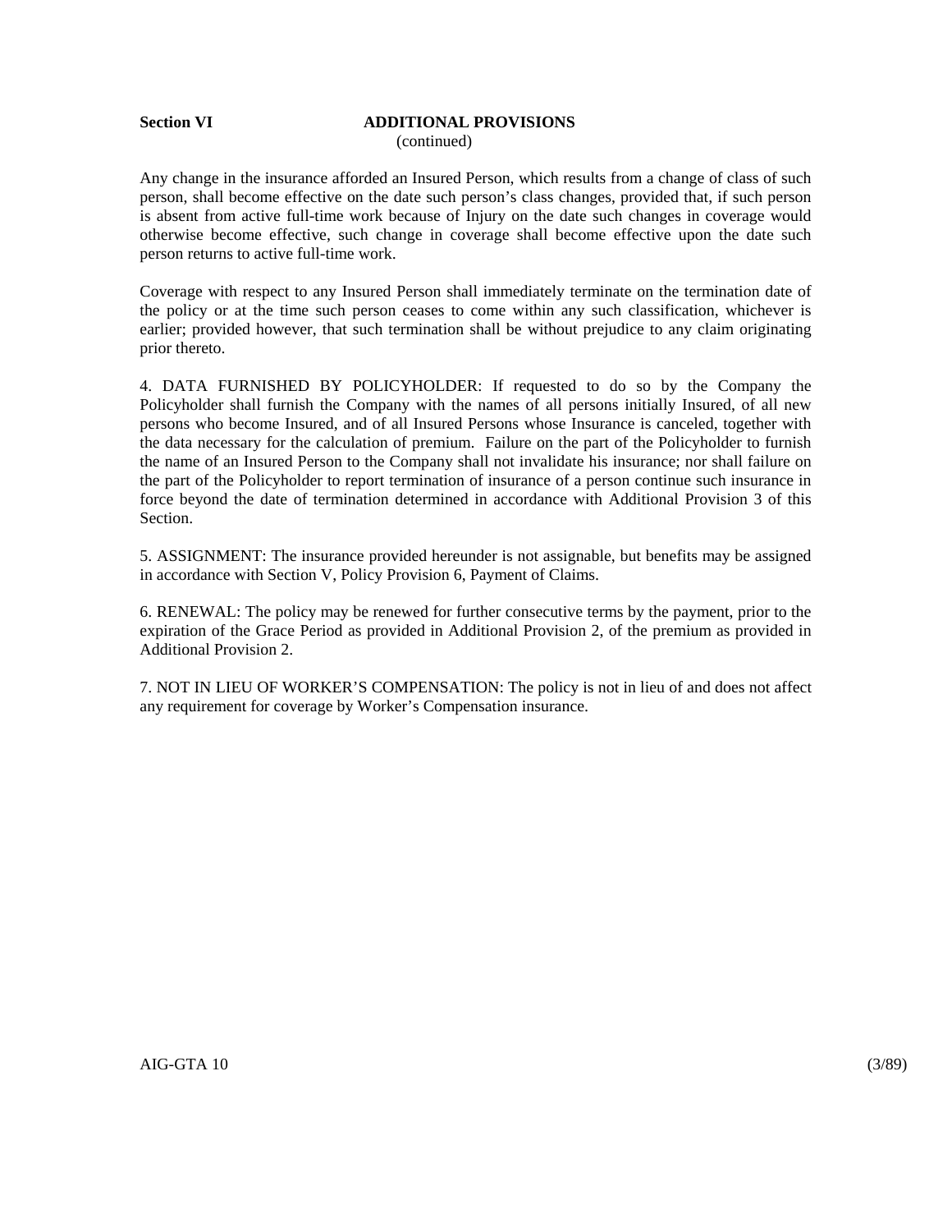**Section VI** **ADDITIONAL PROVISIONS**
(continued)

Any change in the insurance afforded an Insured Person, which results from a change of class of such person, shall become effective on the date such person's class changes, provided that, if such person is absent from active full-time work because of Injury on the date such changes in coverage would otherwise become effective, such change in coverage shall become effective upon the date such person returns to active full-time work.

Coverage with respect to any Insured Person shall immediately terminate on the termination date of the policy or at the time such person ceases to come within any such classification, whichever is earlier; provided however, that such termination shall be without prejudice to any claim originating prior thereto.

4. DATA FURNISHED BY POLICYHOLDER: If requested to do so by the Company the Policyholder shall furnish the Company with the names of all persons initially Insured, of all new persons who become Insured, and of all Insured Persons whose Insurance is canceled, together with the data necessary for the calculation of premium. Failure on the part of the Policyholder to furnish the name of an Insured Person to the Company shall not invalidate his insurance; nor shall failure on the part of the Policyholder to report termination of insurance of a person continue such insurance in force beyond the date of termination determined in accordance with Additional Provision 3 of this Section.

5. ASSIGNMENT: The insurance provided hereunder is not assignable, but benefits may be assigned in accordance with Section V, Policy Provision 6, Payment of Claims.

6. RENEWAL: The policy may be renewed for further consecutive terms by the payment, prior to the expiration of the Grace Period as provided in Additional Provision 2, of the premium as provided in Additional Provision 2.

7. NOT IN LIEU OF WORKER'S COMPENSATION: The policy is not in lieu of and does not affect any requirement for coverage by Worker's Compensation insurance.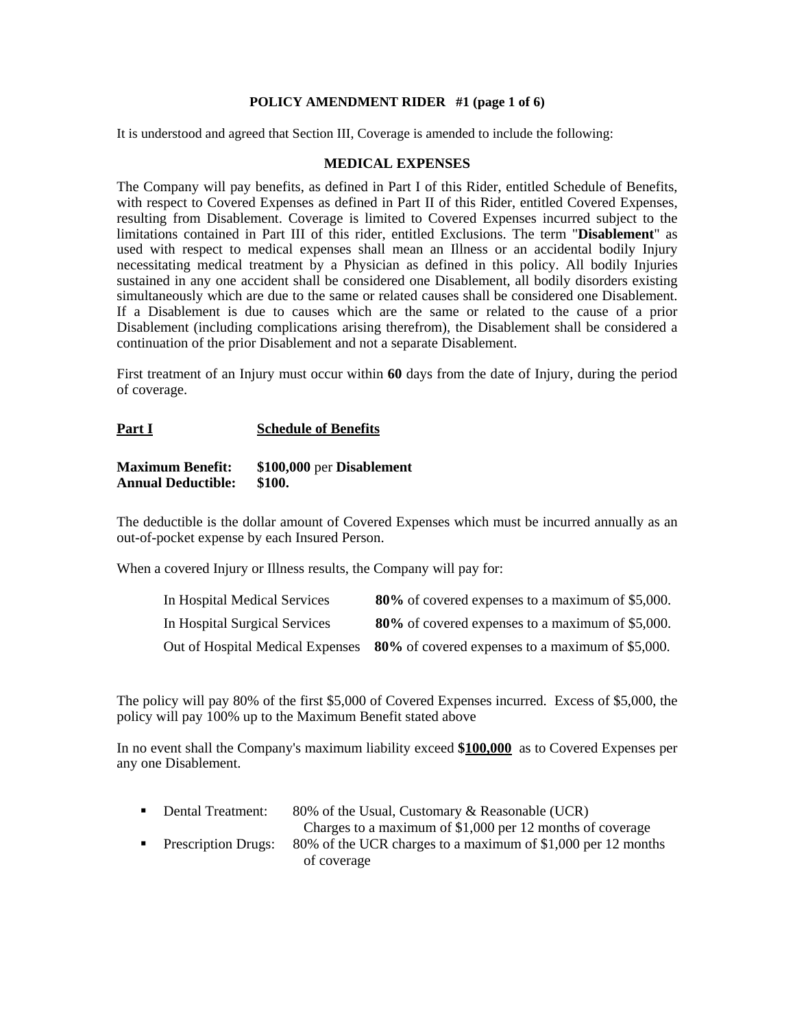**POLICY AMENDMENT RIDER #1 (page 1 of 6)**

It is understood and agreed that Section III, Coverage is amended to include the following:

**MEDICAL EXPENSES**

The Company will pay benefits, as defined in Part I of this Rider, entitled Schedule of Benefits, with respect to Covered Expenses as defined in Part II of this Rider, entitled Covered Expenses, resulting from Disablement. Coverage is limited to Covered Expenses incurred subject to the limitations contained in Part III of this rider, entitled Exclusions. The term "**Disablement**" as used with respect to medical expenses shall mean an Illness or an accidental bodily Injury necessitating medical treatment by a Physician as defined in this policy. All bodily Injuries sustained in any one accident shall be considered one Disablement, all bodily disorders existing simultaneously which are due to the same or related causes shall be considered one Disablement. If a Disablement is due to causes which are the same or related to the cause of a prior Disablement (including complications arising therefrom), the Disablement shall be considered a continuation of the prior Disablement and not a separate Disablement.

First treatment of an Injury must occur within **60** days from the date of Injury, during the period of coverage.

**Part I** **Schedule of Benefits**

**Maximum Benefit:** **$100,000** per **Disablement**
**Annual Deductible:** **$100.**

The deductible is the dollar amount of Covered Expenses which must be incurred annually as an out-of-pocket expense by each Insured Person.

When a covered Injury or Illness results, the Company will pay for:

| | |
|---|---|
| In Hospital Medical Services | **80%** of covered expenses to a maximum of $5,000. |
| In Hospital Surgical Services | **80%** of covered expenses to a maximum of $5,000. |
| Out of Hospital Medical Expenses | **80%** of covered expenses to a maximum of $5,000. |

The policy will pay 80% of the first $5,000 of Covered Expenses incurred. Excess of $5,000, the policy will pay 100% up to the Maximum Benefit stated above

In no event shall the Company's maximum liability exceed **$100,000** as to Covered Expenses per any one Disablement.

- Dental Treatment: 80% of the Usual, Customary & Reasonable (UCR) Charges to a maximum of $1,000 per 12 months of coverage
- Prescription Drugs: 80% of the UCR charges to a maximum of $1,000 per 12 months of coverage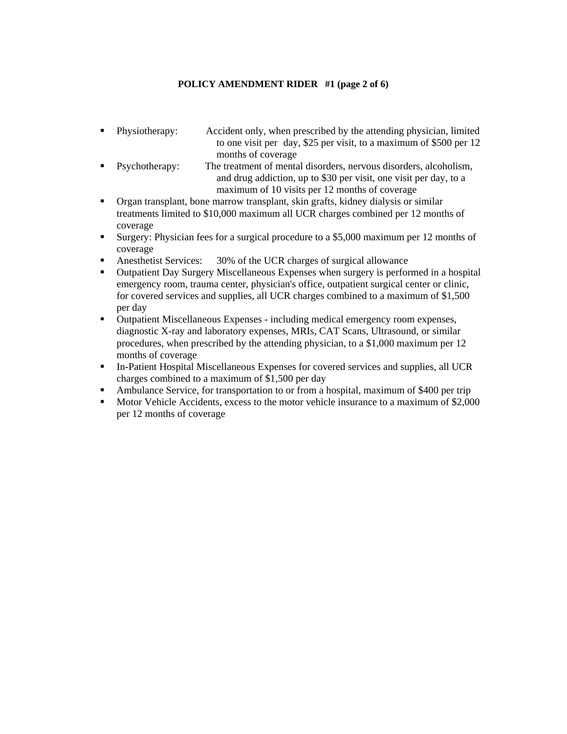**POLICY AMENDMENT RIDER #1 (page 2 of 6)**

- Physiotherapy: Accident only, when prescribed by the attending physician, limited to one visit per day, $25 per visit, to a maximum of $500 per 12 months of coverage
- Psychotherapy: The treatment of mental disorders, nervous disorders, alcoholism, and drug addiction, up to $30 per visit, one visit per day, to a maximum of 10 visits per 12 months of coverage
- Organ transplant, bone marrow transplant, skin grafts, kidney dialysis or similar treatments limited to $10,000 maximum all UCR charges combined per 12 months of coverage
- Surgery: Physician fees for a surgical procedure to a $5,000 maximum per 12 months of coverage
- Anesthetist Services: 30% of the UCR charges of surgical allowance
- Outpatient Day Surgery Miscellaneous Expenses when surgery is performed in a hospital emergency room, trauma center, physician's office, outpatient surgical center or clinic, for covered services and supplies, all UCR charges combined to a maximum of $1,500 per day
- Outpatient Miscellaneous Expenses - including medical emergency room expenses, diagnostic X-ray and laboratory expenses, MRIs, CAT Scans, Ultrasound, or similar procedures, when prescribed by the attending physician, to a $1,000 maximum per 12 months of coverage
- In-Patient Hospital Miscellaneous Expenses for covered services and supplies, all UCR charges combined to a maximum of $1,500 per day
- Ambulance Service, for transportation to or from a hospital, maximum of $400 per trip
- Motor Vehicle Accidents, excess to the motor vehicle insurance to a maximum of $2,000 per 12 months of coverage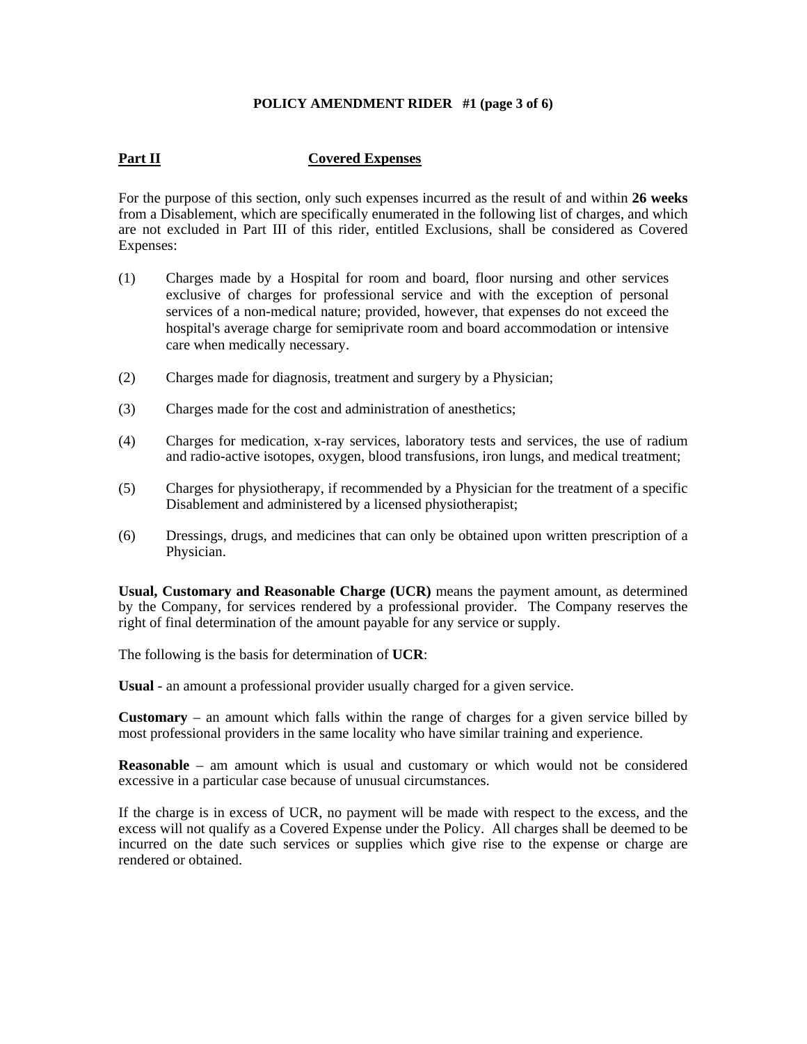**POLICY AMENDMENT RIDER #1 (page 3 of 6)**

**Part II** **Covered Expenses**

For the purpose of this section, only such expenses incurred as the result of and within **26 weeks** from a Disablement, which are specifically enumerated in the following list of charges, and which are not excluded in Part III of this rider, entitled Exclusions, shall be considered as Covered Expenses:

(1) Charges made by a Hospital for room and board, floor nursing and other services exclusive of charges for professional service and with the exception of personal services of a non-medical nature; provided, however, that expenses do not exceed the hospital's average charge for semiprivate room and board accommodation or intensive care when medically necessary.

(2) Charges made for diagnosis, treatment and surgery by a Physician;

(3) Charges made for the cost and administration of anesthetics;

(4) Charges for medication, x-ray services, laboratory tests and services, the use of radium and radio-active isotopes, oxygen, blood transfusions, iron lungs, and medical treatment;

(5) Charges for physiotherapy, if recommended by a Physician for the treatment of a specific Disablement and administered by a licensed physiotherapist;

(6) Dressings, drugs, and medicines that can only be obtained upon written prescription of a Physician.

**Usual, Customary and Reasonable Charge (UCR)** means the payment amount, as determined by the Company, for services rendered by a professional provider. The Company reserves the right of final determination of the amount payable for any service or supply.

The following is the basis for determination of **UCR**:

**Usual** - an amount a professional provider usually charged for a given service.

**Customary** – an amount which falls within the range of charges for a given service billed by most professional providers in the same locality who have similar training and experience.

**Reasonable** – am amount which is usual and customary or which would not be considered excessive in a particular case because of unusual circumstances.

If the charge is in excess of UCR, no payment will be made with respect to the excess, and the excess will not qualify as a Covered Expense under the Policy. All charges shall be deemed to be incurred on the date such services or supplies which give rise to the expense or charge are rendered or obtained.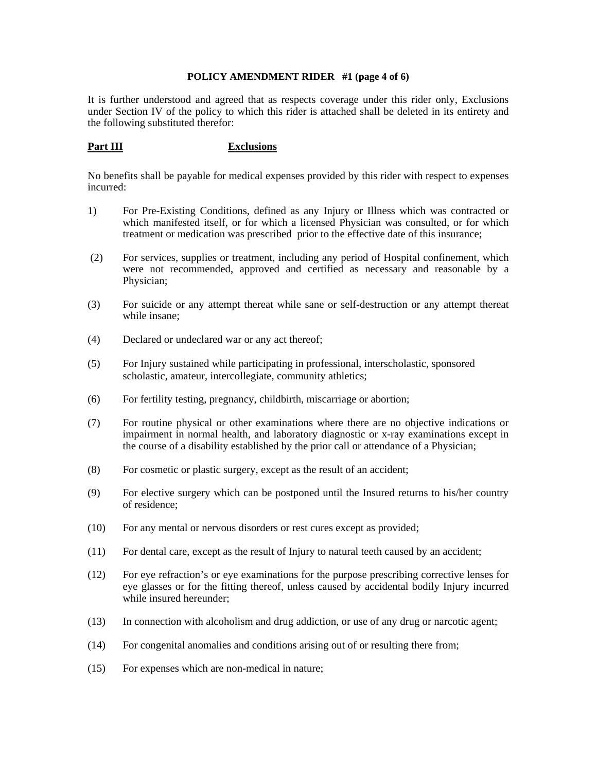**POLICY AMENDMENT RIDER #1 (page 4 of 6)**

It is further understood and agreed that as respects coverage under this rider only, Exclusions under Section IV of the policy to which this rider is attached shall be deleted in its entirety and the following substituted therefor:

**Part III** **Exclusions**

No benefits shall be payable for medical expenses provided by this rider with respect to expenses incurred:

1) For Pre-Existing Conditions, defined as any Injury or Illness which was contracted or which manifested itself, or for which a licensed Physician was consulted, or for which treatment or medication was prescribed prior to the effective date of this insurance;

(2) For services, supplies or treatment, including any period of Hospital confinement, which were not recommended, approved and certified as necessary and reasonable by a Physician;

(3) For suicide or any attempt thereat while sane or self-destruction or any attempt thereat while insane;

(4) Declared or undeclared war or any act thereof;

(5) For Injury sustained while participating in professional, interscholastic, sponsored scholastic, amateur, intercollegiate, community athletics;

(6) For fertility testing, pregnancy, childbirth, miscarriage or abortion;

(7) For routine physical or other examinations where there are no objective indications or impairment in normal health, and laboratory diagnostic or x-ray examinations except in the course of a disability established by the prior call or attendance of a Physician;

(8) For cosmetic or plastic surgery, except as the result of an accident;

(9) For elective surgery which can be postponed until the Insured returns to his/her country of residence;

(10) For any mental or nervous disorders or rest cures except as provided;

(11) For dental care, except as the result of Injury to natural teeth caused by an accident;

(12) For eye refraction's or eye examinations for the purpose prescribing corrective lenses for eye glasses or for the fitting thereof, unless caused by accidental bodily Injury incurred while insured hereunder;

(13) In connection with alcoholism and drug addiction, or use of any drug or narcotic agent;

(14) For congenital anomalies and conditions arising out of or resulting there from;

(15) For expenses which are non-medical in nature;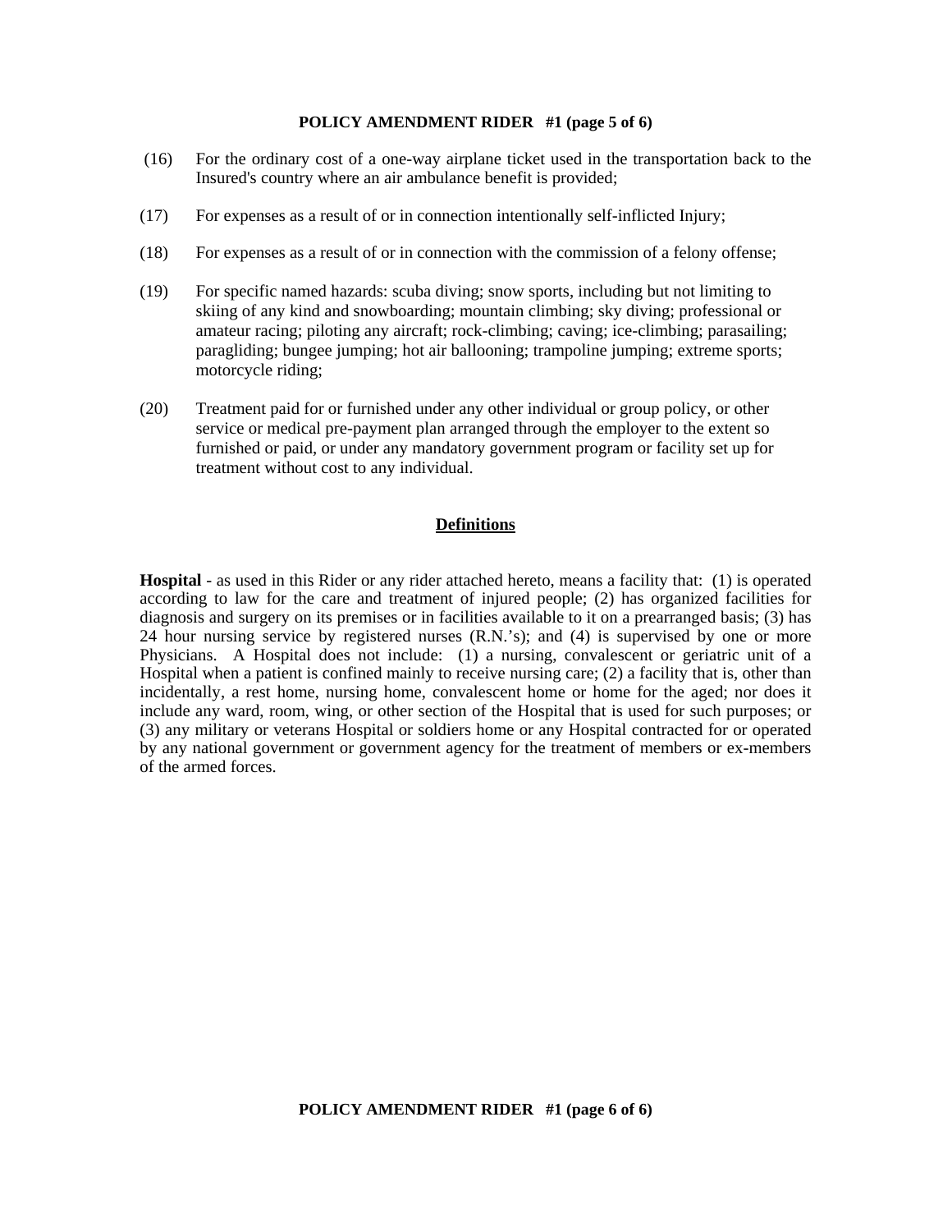(16) For the ordinary cost of a one-way airplane ticket used in the transportation back to the Insured's country where an air ambulance benefit is provided;

(17) For expenses as a result of or in connection intentionally self-inflicted Injury;

(18) For expenses as a result of or in connection with the commission of a felony offense;

(19) For specific named hazards: scuba diving; snow sports, including but not limiting to skiing of any kind and snowboarding; mountain climbing; sky diving; professional or amateur racing; piloting any aircraft; rock-climbing; caving; ice-climbing; parasailing; paragliding; bungee jumping; hot air ballooning; trampoline jumping; extreme sports; motorcycle riding;

(20) Treatment paid for or furnished under any other individual or group policy, or other service or medical pre-payment plan arranged through the employer to the extent so furnished or paid, or under any mandatory government program or facility set up for treatment without cost to any individual.

## Definitions

**Hospital** - as used in this Rider or any rider attached hereto, means a facility that: (1) is operated according to law for the care and treatment of injured people; (2) has organized facilities for diagnosis and surgery on its premises or in facilities available to it on a prearranged basis; (3) has 24 hour nursing service by registered nurses (R.N.'s); and (4) is supervised by one or more Physicians. A Hospital does not include: (1) a nursing, convalescent or geriatric unit of a Hospital when a patient is confined mainly to receive nursing care; (2) a facility that is, other than incidentally, a rest home, nursing home, convalescent home or home for the aged; nor does it include any ward, room, wing, or other section of the Hospital that is used for such purposes; or (3) any military or veterans Hospital or soldiers home or any Hospital contracted for or operated by any national government or government agency for the treatment of members or ex-members of the armed forces.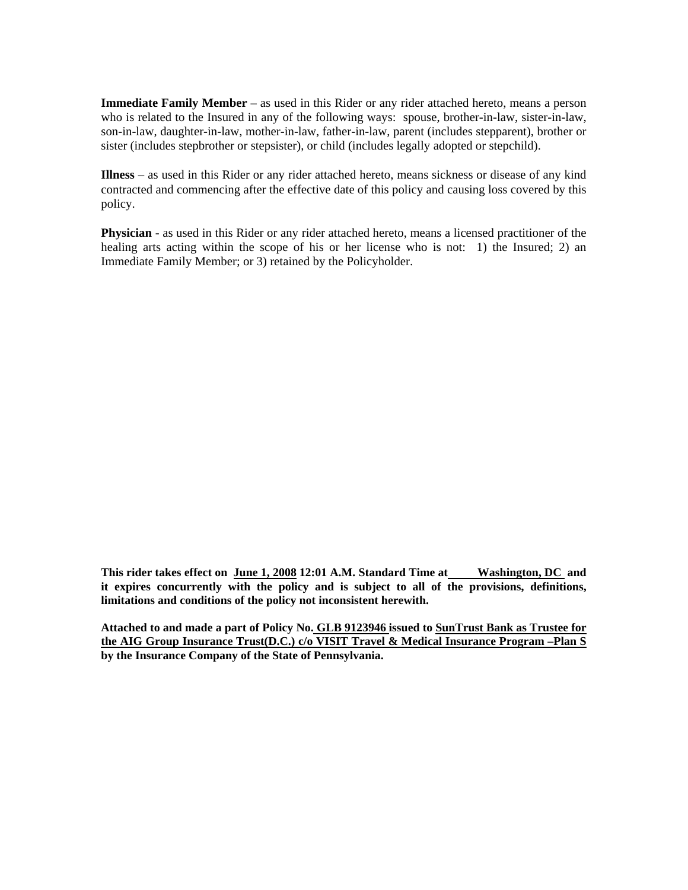**Immediate Family Member** – as used in this Rider or any rider attached hereto, means a person who is related to the Insured in any of the following ways: spouse, brother-in-law, sister-in-law, son-in-law, daughter-in-law, mother-in-law, father-in-law, parent (includes stepparent), brother or sister (includes stepbrother or stepsister), or child (includes legally adopted or stepchild).

**Illness** – as used in this Rider or any rider attached hereto, means sickness or disease of any kind contracted and commencing after the effective date of this policy and causing loss covered by this policy.

**Physician** - as used in this Rider or any rider attached hereto, means a licensed practitioner of the healing arts acting within the scope of his or her license who is not: 1) the Insured; 2) an Immediate Family Member; or 3) retained by the Policyholder.

**This rider takes effect on <u>June 1, 2008</u> 12:01 A.M. Standard Time at <u>Washington, DC</u> and it expires concurrently with the policy and is subject to all of the provisions, definitions, limitations and conditions of the policy not inconsistent herewith.**

**Attached to and made a part of Policy No. <u>GLB 9123946</u> issued to <u>SunTrust Bank as Trustee for the AIG Group Insurance Trust(D.C.) c/o VISIT Travel & Medical Insurance Program –Plan S</u> by the Insurance Company of the State of Pennsylvania.**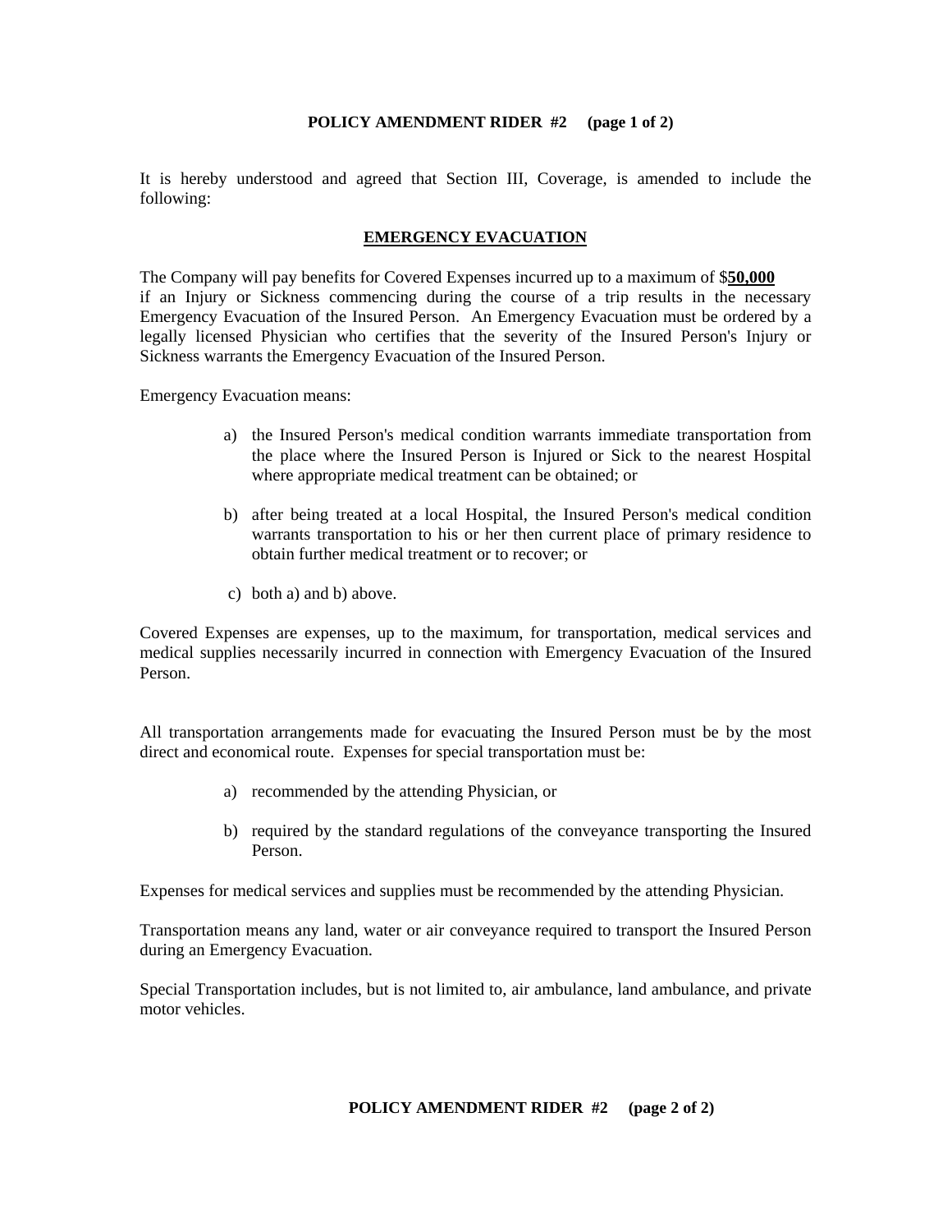**POLICY AMENDMENT RIDER #2 (page 1 of 2)**

It is hereby understood and agreed that Section III, Coverage, is amended to include the following:

**EMERGENCY EVACUATION**

The Company will pay benefits for Covered Expenses incurred up to a maximum of $**50,000** if an Injury or Sickness commencing during the course of a trip results in the necessary Emergency Evacuation of the Insured Person. An Emergency Evacuation must be ordered by a legally licensed Physician who certifies that the severity of the Insured Person's Injury or Sickness warrants the Emergency Evacuation of the Insured Person.

Emergency Evacuation means:

a) the Insured Person's medical condition warrants immediate transportation from the place where the Insured Person is Injured or Sick to the nearest Hospital where appropriate medical treatment can be obtained; or

b) after being treated at a local Hospital, the Insured Person's medical condition warrants transportation to his or her then current place of primary residence to obtain further medical treatment or to recover; or

c) both a) and b) above.

Covered Expenses are expenses, up to the maximum, for transportation, medical services and medical supplies necessarily incurred in connection with Emergency Evacuation of the Insured Person.

All transportation arrangements made for evacuating the Insured Person must be by the most direct and economical route. Expenses for special transportation must be:

a) recommended by the attending Physician, or

b) required by the standard regulations of the conveyance transporting the Insured Person.

Expenses for medical services and supplies must be recommended by the attending Physician.

Transportation means any land, water or air conveyance required to transport the Insured Person during an Emergency Evacuation.

Special Transportation includes, but is not limited to, air ambulance, land ambulance, and private motor vehicles.

**POLICY AMENDMENT RIDER #2 (page 2 of 2)**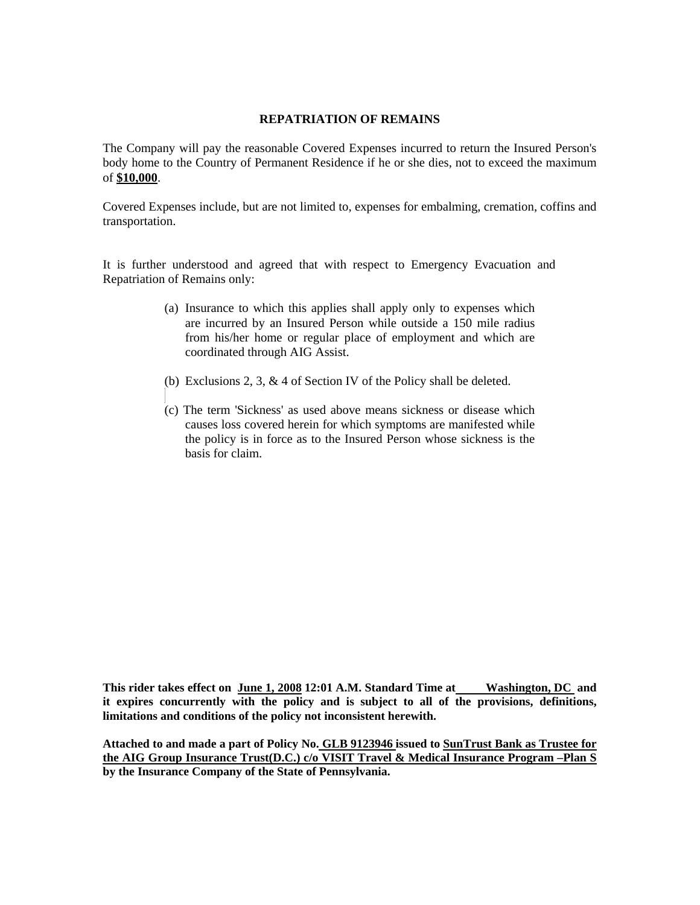## REPATRIATION OF REMAINS

The Company will pay the reasonable Covered Expenses incurred to return the Insured Person's body home to the Country of Permanent Residence if he or she dies, not to exceed the maximum of **$10,000**.

Covered Expenses include, but are not limited to, expenses for embalming, cremation, coffins and transportation.

It is further understood and agreed that with respect to Emergency Evacuation and Repatriation of Remains only:

(a) Insurance to which this applies shall apply only to expenses which are incurred by an Insured Person while outside a 150 mile radius from his/her home or regular place of employment and which are coordinated through AIG Assist.

(b) Exclusions 2, 3, & 4 of Section IV of the Policy shall be deleted.

(c) The term 'Sickness' as used above means sickness or disease which causes loss covered herein for which symptoms are manifested while the policy is in force as to the Insured Person whose sickness is the basis for claim.

**This rider takes effect on June 1, 2008 12:01 A.M. Standard Time at Washington, DC and it expires concurrently with the policy and is subject to all of the provisions, definitions, limitations and conditions of the policy not inconsistent herewith.**

**Attached to and made a part of Policy No. GLB 9123946 issued to SunTrust Bank as Trustee for the AIG Group Insurance Trust(D.C.) c/o VISIT Travel & Medical Insurance Program –Plan S by the Insurance Company of the State of Pennsylvania.**